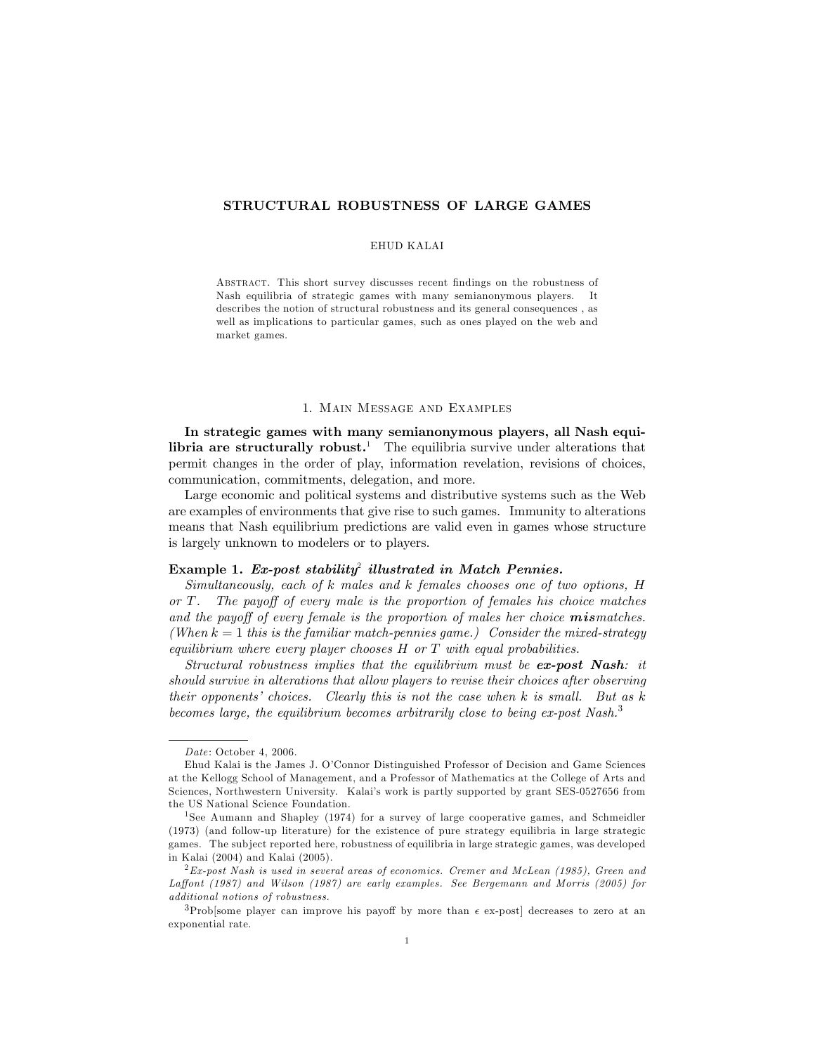# STRUCTURAL ROBUSTNESS OF LARGE GAMES

EHUD KALAI

Abstract. This short survey discusses recent findings on the robustness of Nash equilibria of strategic games with many semianonymous players. It describes the notion of structural robustness and its general consequences , as well as implications to particular games, such as ones played on the web and market games.

## 1. Main Message and Examples

**In strategic games with many semianonymous players, all Nash equilibria are structurally robust.**[1] The equilibria survive under alterations that permit changes in the order of play, information revelation, revisions of choices, communication, commitments, delegation, and more.

Large economic and political systems and distributive systems such as the Web are examples of environments that give rise to such games. Immunity to alterations means that Nash equilibrium predictions are valid even in games whose structure is largely unknown to modelers or to players.

**Example 1.** ***Ex-post stability*[2] *illustrated in Match Pennies.***

*Simultaneously, each of $k$ males and $k$ females chooses one of two options, $H$ or $T$. The payoff of every male is the proportion of females his choice matches and the payoff of every female is the proportion of males her choice **mis**matches. (When $k = 1$ this is the familiar match-pennies game.) Consider the mixed-strategy equilibrium where every player chooses $H$ or $T$ with equal probabilities.*

*Structural robustness implies that the equilibrium must be **ex-post Nash**: it should survive in alterations that allow players to revise their choices after observing their opponents' choices. Clearly this is not the case when $k$ is small. But as $k$ becomes large, the equilibrium becomes arbitrarily close to being ex-post Nash.*[3]

---

*Date*: October 4, 2006.

Ehud Kalai is the James J. O'Connor Distinguished Professor of Decision and Game Sciences at the Kellogg School of Management, and a Professor of Mathematics at the College of Arts and Sciences, Northwestern University. Kalai's work is partly supported by grant SES-0527656 from the US National Science Foundation.

[1] See Aumann and Shapley (1974) for a survey of large cooperative games, and Schmeidler (1973) (and follow-up literature) for the existence of pure strategy equilibria in large strategic games. The subject reported here, robustness of equilibria in large strategic games, was developed in Kalai (2004) and Kalai (2005).

[2] *Ex-post Nash is used in several areas of economics. Cremer and McLean (1985), Green and Laffont (1987) and Wilson (1987) are early examples. See Bergemann and Morris (2005) for additional notions of robustness.*

[3] Prob[some player can improve his payoff by more than $\epsilon$ ex-post] decreases to zero at an exponential rate.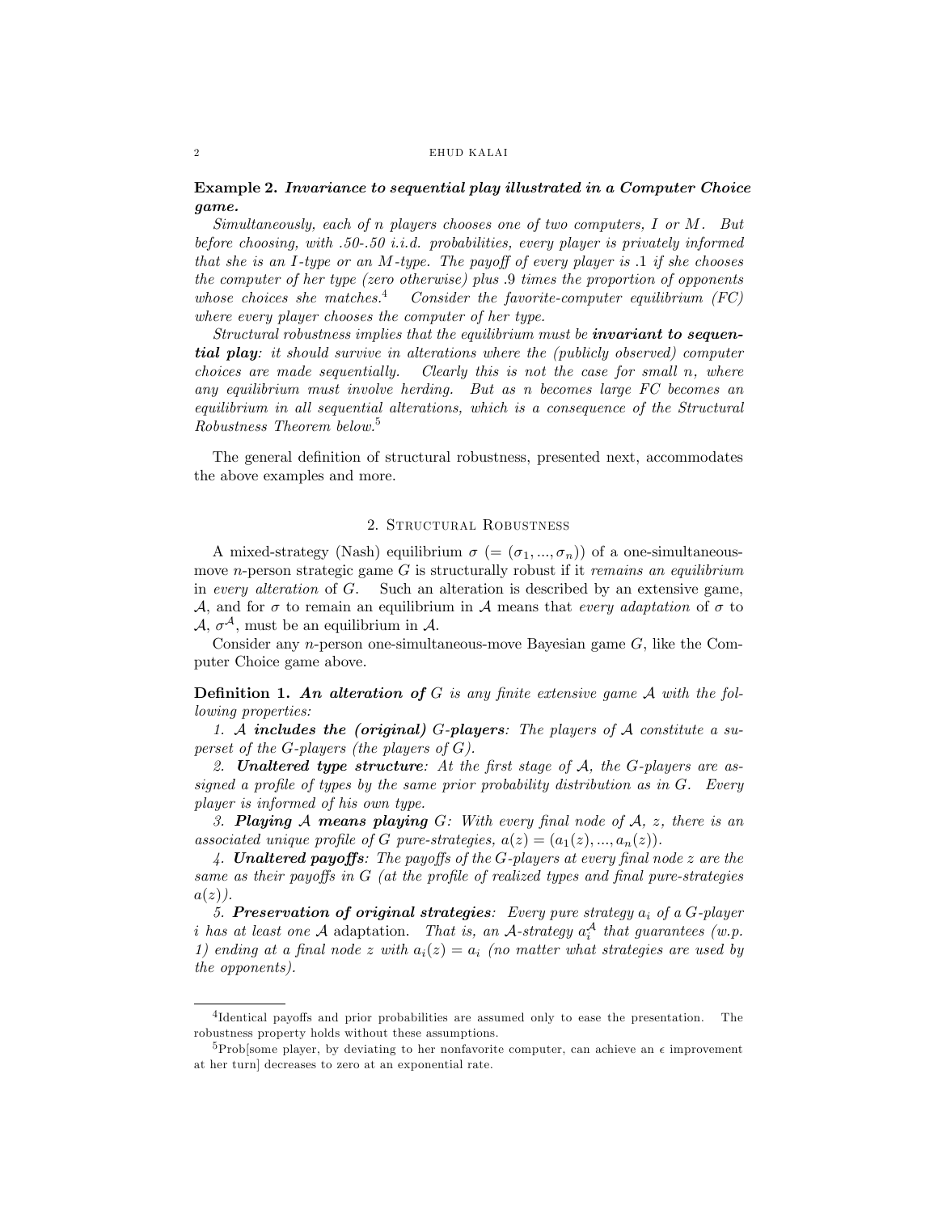**Example 2.** ***Invariance to sequential play illustrated in a Computer Choice game.***

*Simultaneously, each of n players chooses one of two computers, I or M. But before choosing, with .50-.50 i.i.d. probabilities, every player is privately informed that she is an I-type or an M-type. The payoff of every player is .1 if she chooses the computer of her type (zero otherwise) plus .9 times the proportion of opponents whose choices she matches.*[4] *Consider the favorite-computer equilibrium (FC) where every player chooses the computer of her type.*

*Structural robustness implies that the equilibrium must be* ***invariant to sequential play****: it should survive in alterations where the (publicly observed) computer choices are made sequentially. Clearly this is not the case for small n, where any equilibrium must involve herding. But as n becomes large FC becomes an equilibrium in all sequential alterations, which is a consequence of the Structural Robustness Theorem below.*[5]

The general definition of structural robustness, presented next, accommodates the above examples and more.

## 2. Structural Robustness

A mixed-strategy (Nash) equilibrium $\sigma$ $(= (\sigma_1, ..., \sigma_n))$ of a one-simultaneous-move $n$-person strategic game $G$ is structurally robust if it *remains an equilibrium* in *every alteration* of $G$. Such an alteration is described by an extensive game, $\mathcal{A}$, and for $\sigma$ to remain an equilibrium in $\mathcal{A}$ means that *every adaptation* of $\sigma$ to $\mathcal{A}$, $\sigma^{\mathcal{A}}$, must be an equilibrium in $\mathcal{A}$.

Consider any $n$-person one-simultaneous-move Bayesian game $G$, like the Computer Choice game above.

**Definition 1.** ***An alteration of*** *$G$ is any finite extensive game $\mathcal{A}$ with the following properties:*

*1. $\mathcal{A}$* ***includes the (original)*** *$G$-**players**: The players of $\mathcal{A}$ constitute a superset of the $G$-players (the players of $G$).*

*2.* ***Unaltered type structure****: At the first stage of $\mathcal{A}$, the $G$-players are assigned a profile of types by the same prior probability distribution as in $G$. Every player is informed of his own type.*

*3.* ***Playing*** *$\mathcal{A}$* ***means playing*** *$G$: With every final node of $\mathcal{A}$, $z$, there is an associated unique profile of $G$ pure-strategies, $a(z) = (a_1(z), ..., a_n(z))$.*

*4.* ***Unaltered payoffs****: The payoffs of the $G$-players at every final node $z$ are the same as their payoffs in $G$ (at the profile of realized types and final pure-strategies $a(z)$).*

*5.* ***Preservation of original strategies****: Every pure strategy $a_i$ of a $G$-player $i$ has at least one $\mathcal{A}$* adaptation*. That is, an $\mathcal{A}$-strategy $a_i^{\mathcal{A}}$ that guarantees (w.p. 1) ending at a final node $z$ with $a_i(z) = a_i$ (no matter what strategies are used by the opponents).*

---

[4] Identical payoffs and prior probabilities are assumed only to ease the presentation. The robustness property holds without these assumptions.

[5] Prob[some player, by deviating to her nonfavorite computer, can achieve an $\epsilon$ improvement at her turn] decreases to zero at an exponential rate.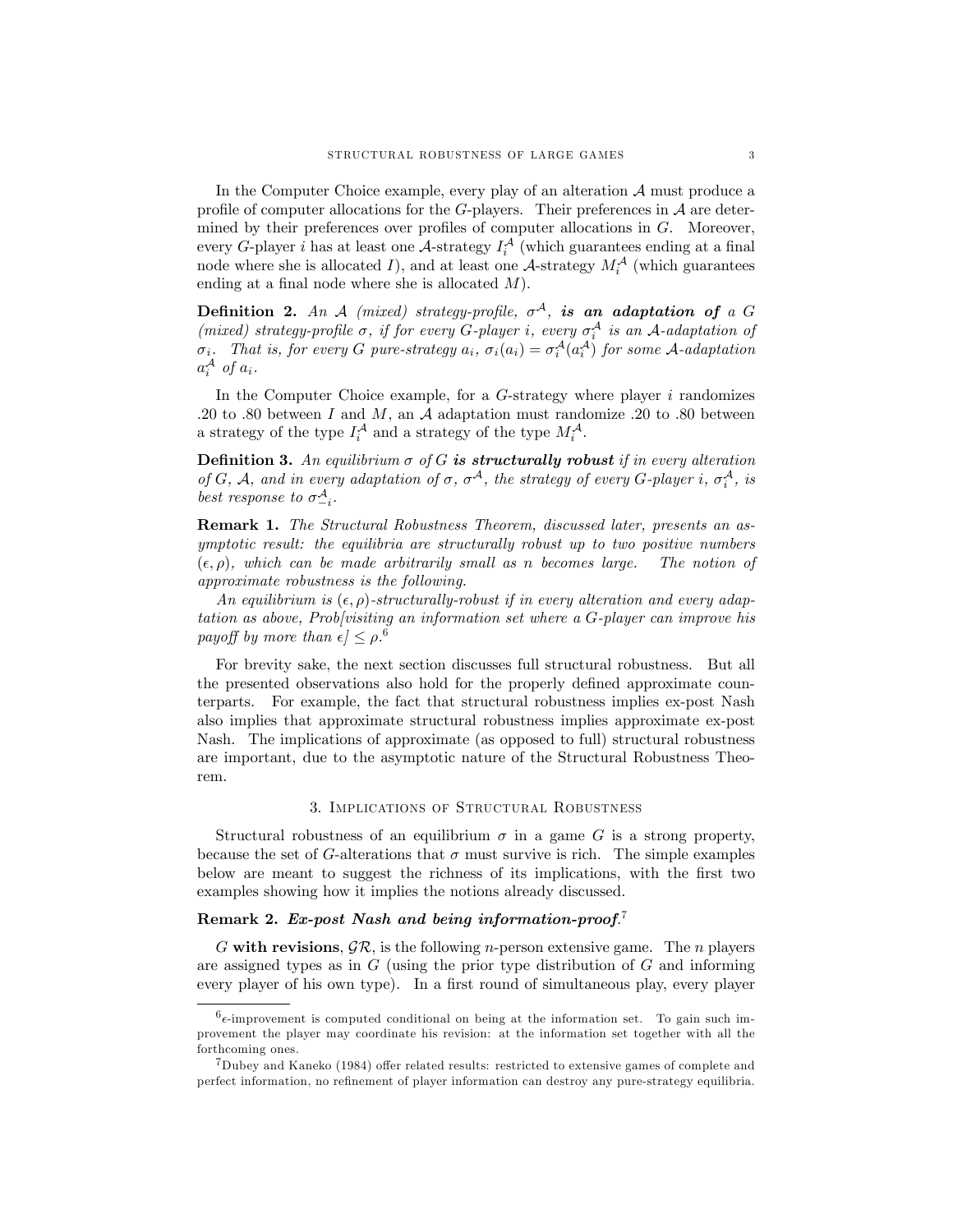In the Computer Choice example, every play of an alteration $\mathcal{A}$ must produce a profile of computer allocations for the $G$-players. Their preferences in $\mathcal{A}$ are determined by their preferences over profiles of computer allocations in $G$. Moreover, every $G$-player $i$ has at least one $\mathcal{A}$-strategy $I_i^{\mathcal{A}}$ (which guarantees ending at a final node where she is allocated $I$), and at least one $\mathcal{A}$-strategy $M_i^{\mathcal{A}}$ (which guarantees ending at a final node where she is allocated $M$).

**Definition 2.** *An $\mathcal{A}$ (mixed) strategy-profile, $\sigma^{\mathcal{A}}$, **is an adaptation of** a $G$ (mixed) strategy-profile $\sigma$, if for every $G$-player $i$, every $\sigma_i^{\mathcal{A}}$ is an $\mathcal{A}$-adaptation of $\sigma_i$. That is, for every $G$ pure-strategy $a_i$, $\sigma_i(a_i) = \sigma_i^{\mathcal{A}}(a_i^{\mathcal{A}})$ for some $\mathcal{A}$-adaptation $a_i^{\mathcal{A}}$ of $a_i$.*

In the Computer Choice example, for a $G$-strategy where player $i$ randomizes .20 to .80 between $I$ and $M$, an $\mathcal{A}$ adaptation must randomize .20 to .80 between a strategy of the type $I_i^{\mathcal{A}}$ and a strategy of the type $M_i^{\mathcal{A}}$.

**Definition 3.** *An equilibrium $\sigma$ of $G$ **is structurally robust** if in every alteration of $G$, $\mathcal{A}$, and in every adaptation of $\sigma$, $\sigma^{\mathcal{A}}$, the strategy of every $G$-player $i$, $\sigma_i^{\mathcal{A}}$, is best response to $\sigma_{-i}^{\mathcal{A}}$.*

**Remark 1.** *The Structural Robustness Theorem, discussed later, presents an asymptotic result: the equilibria are structurally robust up to two positive numbers $(\epsilon, \rho)$, which can be made arbitrarily small as $n$ becomes large. The notion of approximate robustness is the following.*

*An equilibrium is $(\epsilon, \rho)$-structurally-robust if in every alteration and every adaptation as above, Prob[visiting an information set where a $G$-player can improve his payoff by more than $\epsilon$] $\leq \rho$.*[6]

For brevity sake, the next section discusses full structural robustness. But all the presented observations also hold for the properly defined approximate counterparts. For example, the fact that structural robustness implies ex-post Nash also implies that approximate structural robustness implies approximate ex-post Nash. The implications of approximate (as opposed to full) structural robustness are important, due to the asymptotic nature of the Structural Robustness Theorem.

## 3. Implications of Structural Robustness

Structural robustness of an equilibrium $\sigma$ in a game $G$ is a strong property, because the set of $G$-alterations that $\sigma$ must survive is rich. The simple examples below are meant to suggest the richness of its implications, with the first two examples showing how it implies the notions already discussed.

**Remark 2.** ***Ex-post Nash and being information-proof***.[7]

$G$ **with revisions**, $\mathcal{GR}$, is the following $n$-person extensive game. The $n$ players are assigned types as in $G$ (using the prior type distribution of $G$ and informing every player of his own type). In a first round of simultaneous play, every player

---

[6] $\epsilon$-improvement is computed conditional on being at the information set. To gain such improvement the player may coordinate his revision: at the information set together with all the forthcoming ones.

[7] Dubey and Kaneko (1984) offer related results: restricted to extensive games of complete and perfect information, no refinement of player information can destroy any pure-strategy equilibria.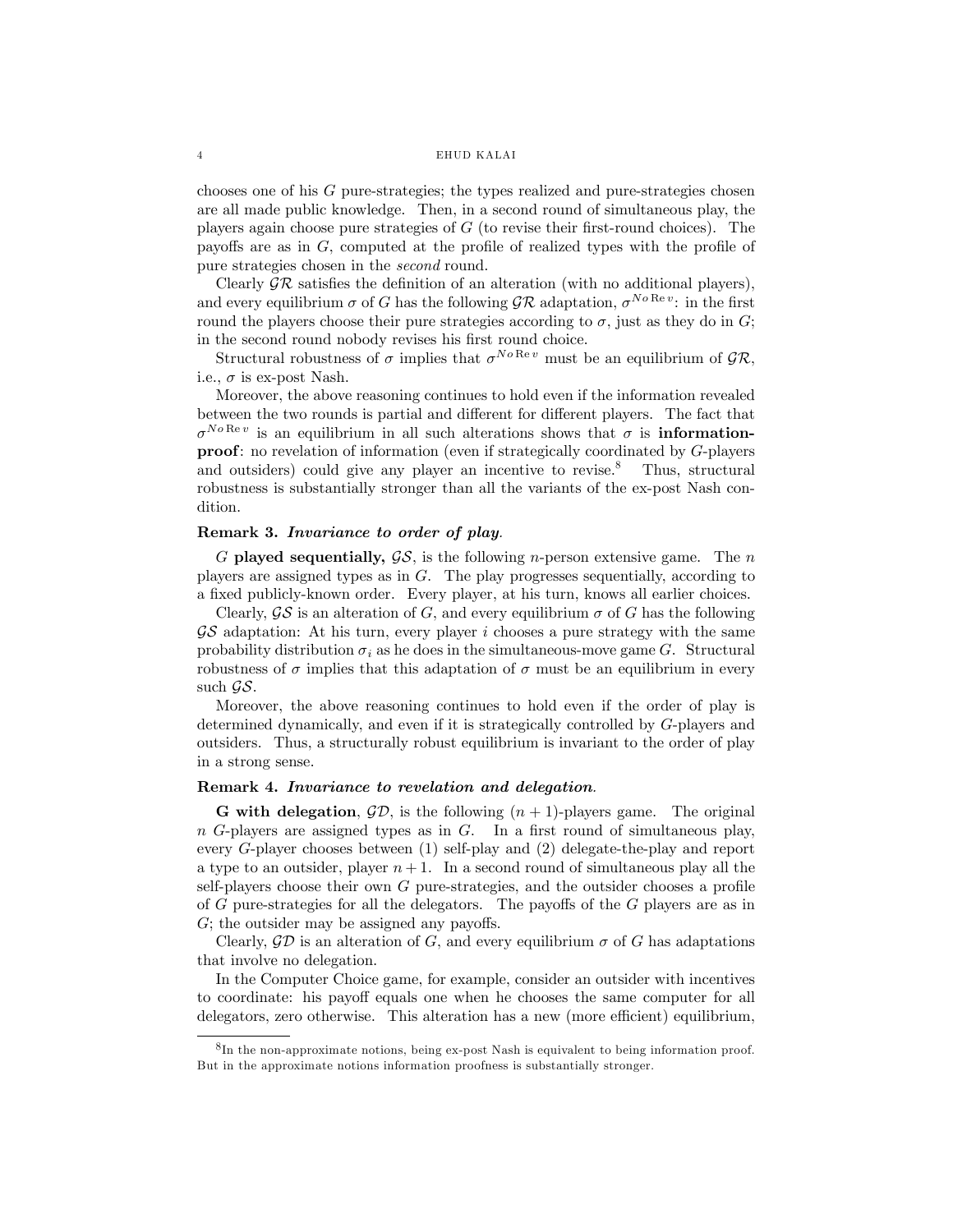chooses one of his $G$ pure-strategies; the types realized and pure-strategies chosen are all made public knowledge. Then, in a second round of simultaneous play, the players again choose pure strategies of $G$ (to revise their first-round choices). The payoffs are as in $G$, computed at the profile of realized types with the profile of pure strategies chosen in the *second* round.

Clearly $\mathcal{GR}$ satisfies the definition of an alteration (with no additional players), and every equilibrium $\sigma$ of $G$ has the following $\mathcal{GR}$ adaptation, $\sigma^{No\,\mathrm{Re}\,v}$: in the first round the players choose their pure strategies according to $\sigma$, just as they do in $G$; in the second round nobody revises his first round choice.

Structural robustness of $\sigma$ implies that $\sigma^{No\,\mathrm{Re}\,v}$ must be an equilibrium of $\mathcal{GR}$, i.e., $\sigma$ is ex-post Nash.

Moreover, the above reasoning continues to hold even if the information revealed between the two rounds is partial and different for different players. The fact that $\sigma^{No\,\mathrm{Re}\,v}$ is an equilibrium in all such alterations shows that $\sigma$ is **information-proof**: no revelation of information (even if strategically coordinated by $G$-players and outsiders) could give any player an incentive to revise.[8] Thus, structural robustness is substantially stronger than all the variants of the ex-post Nash condition.

**Remark 3.** ***Invariance to order of play.***

$G$ **played sequentially,** $\mathcal{GS}$, is the following $n$-person extensive game. The $n$ players are assigned types as in $G$. The play progresses sequentially, according to a fixed publicly-known order. Every player, at his turn, knows all earlier choices.

Clearly, $\mathcal{GS}$ is an alteration of $G$, and every equilibrium $\sigma$ of $G$ has the following $\mathcal{GS}$ adaptation: At his turn, every player $i$ chooses a pure strategy with the same probability distribution $\sigma_i$ as he does in the simultaneous-move game $G$. Structural robustness of $\sigma$ implies that this adaptation of $\sigma$ must be an equilibrium in every such $\mathcal{GS}$.

Moreover, the above reasoning continues to hold even if the order of play is determined dynamically, and even if it is strategically controlled by $G$-players and outsiders. Thus, a structurally robust equilibrium is invariant to the order of play in a strong sense.

**Remark 4.** ***Invariance to revelation and delegation.***

**G with delegation**, $\mathcal{GD}$, is the following $(n+1)$-players game. The original $n$ $G$-players are assigned types as in $G$. In a first round of simultaneous play, every $G$-player chooses between (1) self-play and (2) delegate-the-play and report a type to an outsider, player $n+1$. In a second round of simultaneous play all the self-players choose their own $G$ pure-strategies, and the outsider chooses a profile of $G$ pure-strategies for all the delegators. The payoffs of the $G$ players are as in $G$; the outsider may be assigned any payoffs.

Clearly, $\mathcal{GD}$ is an alteration of $G$, and every equilibrium $\sigma$ of $G$ has adaptations that involve no delegation.

In the Computer Choice game, for example, consider an outsider with incentives to coordinate: his payoff equals one when he chooses the same computer for all delegators, zero otherwise. This alteration has a new (more efficient) equilibrium,

[8] In the non-approximate notions, being ex-post Nash is equivalent to being information proof. But in the approximate notions information proofness is substantially stronger.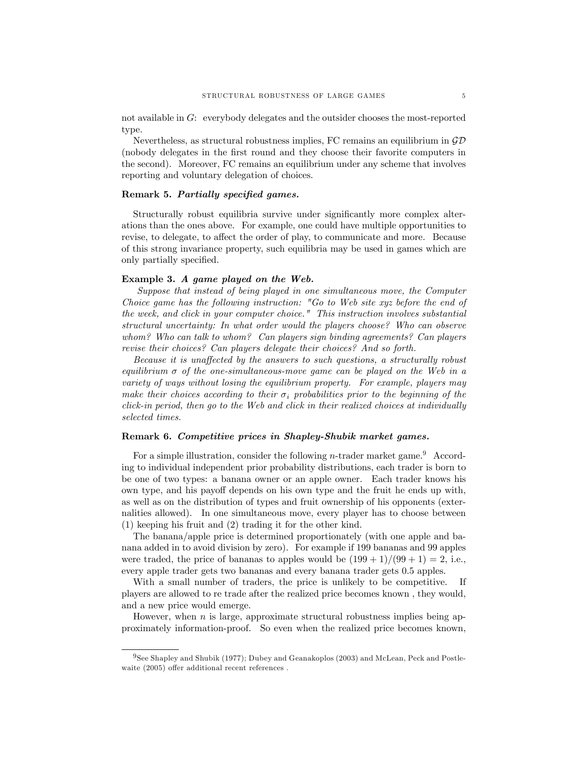not available in $G$: everybody delegates and the outsider chooses the most-reported type.

Nevertheless, as structural robustness implies, FC remains an equilibrium in $\mathcal{GD}$ (nobody delegates in the first round and they choose their favorite computers in the second). Moreover, FC remains an equilibrium under any scheme that involves reporting and voluntary delegation of choices.

**Remark 5.** ***Partially specified games.***

Structurally robust equilibria survive under significantly more complex alterations than the ones above. For example, one could have multiple opportunities to revise, to delegate, to affect the order of play, to communicate and more. Because of this strong invariance property, such equilibria may be used in games which are only partially specified.

**Example 3.** ***A game played on the Web.***

*Suppose that instead of being played in one simultaneous move, the Computer Choice game has the following instruction: "Go to Web site xyz before the end of the week, and click in your computer choice." This instruction involves substantial structural uncertainty: In what order would the players choose? Who can observe whom? Who can talk to whom? Can players sign binding agreements? Can players revise their choices? Can players delegate their choices? And so forth.*

*Because it is unaffected by the answers to such questions, a structurally robust equilibrium $\sigma$ of the one-simultaneous-move game can be played on the Web in a variety of ways without losing the equilibrium property. For example, players may make their choices according to their $\sigma_i$ probabilities prior to the beginning of the click-in period, then go to the Web and click in their realized choices at individually selected times.*

**Remark 6.** ***Competitive prices in Shapley-Shubik market games.***

For a simple illustration, consider the following $n$-trader market game.[9] According to individual independent prior probability distributions, each trader is born to be one of two types: a banana owner or an apple owner. Each trader knows his own type, and his payoff depends on his own type and the fruit he ends up with, as well as on the distribution of types and fruit ownership of his opponents (externalities allowed). In one simultaneous move, every player has to choose between (1) keeping his fruit and (2) trading it for the other kind.

The banana/apple price is determined proportionately (with one apple and banana added in to avoid division by zero). For example if 199 bananas and 99 apples were traded, the price of bananas to apples would be $(199 + 1)/(99 + 1) = 2$, i.e., every apple trader gets two bananas and every banana trader gets 0.5 apples.

With a small number of traders, the price is unlikely to be competitive. If players are allowed to re trade after the realized price becomes known , they would, and a new price would emerge.

However, when $n$ is large, approximate structural robustness implies being approximately information-proof. So even when the realized price becomes known,

[9] See Shapley and Shubik (1977); Dubey and Geanakoplos (2003) and McLean, Peck and Postlewaite (2005) offer additional recent references .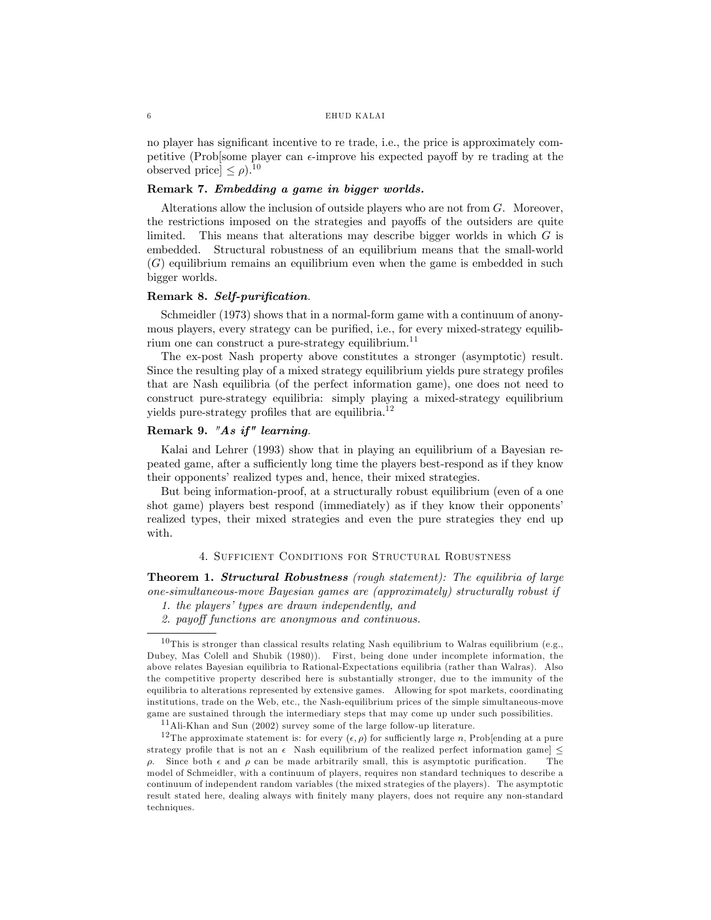no player has significant incentive to re trade, i.e., the price is approximately competitive (Prob[some player can $\epsilon$-improve his expected payoff by re trading at the observed price] $\leq \rho$).[10]

**Remark 7.** ***Embedding a game in bigger worlds.***

Alterations allow the inclusion of outside players who are not from $G$. Moreover, the restrictions imposed on the strategies and payoffs of the outsiders are quite limited. This means that alterations may describe bigger worlds in which $G$ is embedded. Structural robustness of an equilibrium means that the small-world ($G$) equilibrium remains an equilibrium even when the game is embedded in such bigger worlds.

**Remark 8.** ***Self-purification.***

Schmeidler (1973) shows that in a normal-form game with a continuum of anonymous players, every strategy can be purified, i.e., for every mixed-strategy equilibrium one can construct a pure-strategy equilibrium.[11]

The ex-post Nash property above constitutes a stronger (asymptotic) result. Since the resulting play of a mixed strategy equilibrium yields pure strategy profiles that are Nash equilibria (of the perfect information game), one does not need to construct pure-strategy equilibria: simply playing a mixed-strategy equilibrium yields pure-strategy profiles that are equilibria.[12]

**Remark 9.** ***"As if" learning.***

Kalai and Lehrer (1993) show that in playing an equilibrium of a Bayesian repeated game, after a sufficiently long time the players best-respond as if they know their opponents' realized types and, hence, their mixed strategies.

But being information-proof, at a structurally robust equilibrium (even of a one shot game) players best respond (immediately) as if they know their opponents' realized types, their mixed strategies and even the pure strategies they end up with.

## 4. Sufficient Conditions for Structural Robustness

**Theorem 1.** ***Structural Robustness*** *(rough statement): The equilibria of large one-simultaneous-move Bayesian games are (approximately) structurally robust if*

1. *the players' types are drawn independently, and*
2. *payoff functions are anonymous and continuous.*

---

[10] This is stronger than classical results relating Nash equilibrium to Walras equilibrium (e.g., Dubey, Mas Colell and Shubik (1980)). First, being done under incomplete information, the above relates Bayesian equilibria to Rational-Expectations equilibria (rather than Walras). Also the competitive property described here is substantially stronger, due to the immunity of the equilibria to alterations represented by extensive games. Allowing for spot markets, coordinating institutions, trade on the Web, etc., the Nash-equilibrium prices of the simple simultaneous-move game are sustained through the intermediary steps that may come up under such possibilities.

[11] Ali-Khan and Sun (2002) survey some of the large follow-up literature.

[12] The approximate statement is: for every $(\epsilon, \rho)$ for sufficiently large $n$, Prob[ending at a pure strategy profile that is not an $\epsilon$ Nash equilibrium of the realized perfect information game] $\leq \rho$. Since both $\epsilon$ and $\rho$ can be made arbitrarily small, this is asymptotic purification. The model of Schmeidler, with a continuum of players, requires non standard techniques to describe a continuum of independent random variables (the mixed strategies of the players). The asymptotic result stated here, dealing always with finitely many players, does not require any non-standard techniques.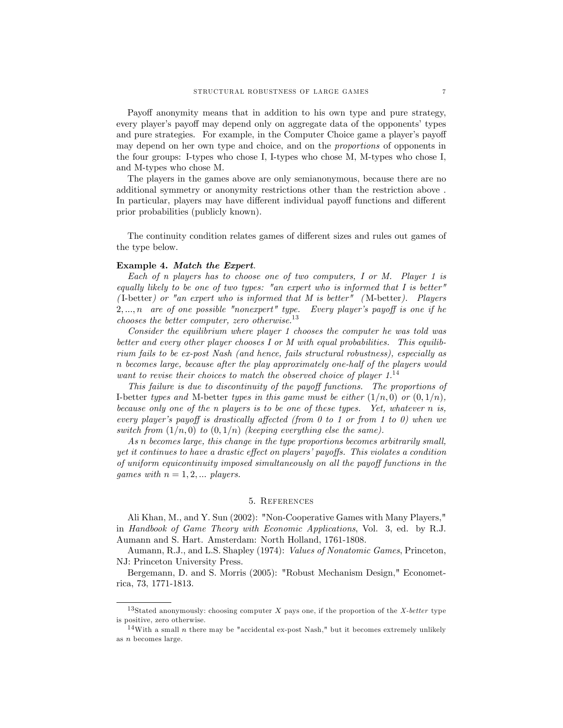Payoff anonymity means that in addition to his own type and pure strategy, every player's payoff may depend only on aggregate data of the opponents' types and pure strategies. For example, in the Computer Choice game a player's payoff may depend on her own type and choice, and on the *proportions* of opponents in the four groups: I-types who chose I, I-types who chose M, M-types who chose I, and M-types who chose M.

The players in the games above are only semianonymous, because there are no additional symmetry or anonymity restrictions other than the restriction above . In particular, players may have different individual payoff functions and different prior probabilities (publicly known).

The continuity condition relates games of different sizes and rules out games of the type below.

**Example 4.** ***Match the Expert.***

*Each of n players has to choose one of two computers, I or M. Player 1 is equally likely to be one of two types: "an expert who is informed that I is better" (*I-better*) or "an expert who is informed that M is better" (*M-better*). Players $2, ..., n$ are of one possible "nonexpert" type. Every player's payoff is one if he chooses the better computer, zero otherwise.*[13]

*Consider the equilibrium where player 1 chooses the computer he was told was better and every other player chooses I or M with equal probabilities. This equilibrium fails to be ex-post Nash (and hence, fails structural robustness), especially as n becomes large, because after the play approximately one-half of the players would want to revise their choices to match the observed choice of player 1.*[14]

*This failure is due to discontinuity of the payoff functions. The proportions of* I-better *types and* M-better *types in this game must be either $(1/n, 0)$ or $(0, 1/n)$, because only one of the n players is to be one of these types. Yet, whatever n is, every player's payoff is drastically affected (from 0 to 1 or from 1 to 0) when we switch from $(1/n, 0)$ to $(0, 1/n)$ (keeping everything else the same).*

*As n becomes large, this change in the type proportions becomes arbitrarily small, yet it continues to have a drastic effect on players' payoffs. This violates a condition of uniform equicontinuity imposed simultaneously on all the payoff functions in the games with $n = 1, 2, ...$ players.*

## 5. References

Ali Khan, M., and Y. Sun (2002): "Non-Cooperative Games with Many Players," in *Handbook of Game Theory with Economic Applications*, Vol. 3, ed. by R.J. Aumann and S. Hart. Amsterdam: North Holland, 1761-1808.

Aumann, R.J., and L.S. Shapley (1974): *Values of Nonatomic Games*, Princeton, NJ: Princeton University Press.

Bergemann, D. and S. Morris (2005): "Robust Mechanism Design," Econometrica, 73, 1771-1813.

---

[13] Stated anonymously: choosing computer $X$ pays one, if the proportion of the *X-better* type is positive, zero otherwise.

[14] With a small $n$ there may be "accidental ex-post Nash," but it becomes extremely unlikely as $n$ becomes large.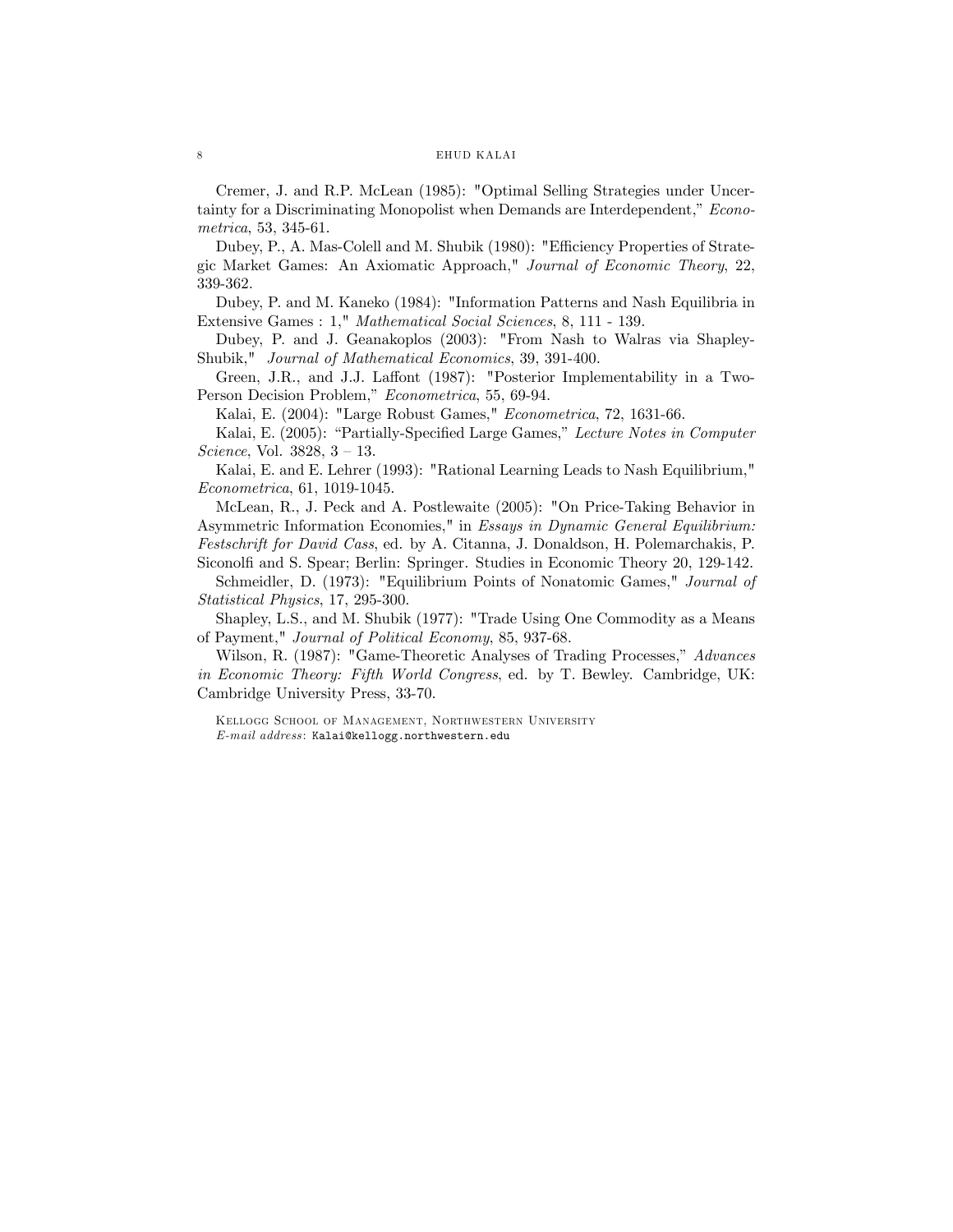Cremer, J. and R.P. McLean (1985): "Optimal Selling Strategies under Uncertainty for a Discriminating Monopolist when Demands are Interdependent," *Econometrica*, 53, 345-61.

Dubey, P., A. Mas-Colell and M. Shubik (1980): "Efficiency Properties of Strategic Market Games: An Axiomatic Approach," *Journal of Economic Theory*, 22, 339-362.

Dubey, P. and M. Kaneko (1984): "Information Patterns and Nash Equilibria in Extensive Games : 1," *Mathematical Social Sciences*, 8, 111 - 139.

Dubey, P. and J. Geanakoplos (2003): "From Nash to Walras via Shapley-Shubik," *Journal of Mathematical Economics*, 39, 391-400.

Green, J.R., and J.J. Laffont (1987): "Posterior Implementability in a Two-Person Decision Problem," *Econometrica*, 55, 69-94.

Kalai, E. (2004): "Large Robust Games," *Econometrica*, 72, 1631-66.

Kalai, E. (2005): "Partially-Specified Large Games," *Lecture Notes in Computer Science*, Vol. 3828, 3 – 13.

Kalai, E. and E. Lehrer (1993): "Rational Learning Leads to Nash Equilibrium," *Econometrica*, 61, 1019-1045.

McLean, R., J. Peck and A. Postlewaite (2005): "On Price-Taking Behavior in Asymmetric Information Economies," in *Essays in Dynamic General Equilibrium: Festschrift for David Cass*, ed. by A. Citanna, J. Donaldson, H. Polemarchakis, P. Siconolfi and S. Spear; Berlin: Springer. Studies in Economic Theory 20, 129-142.

Schmeidler, D. (1973): "Equilibrium Points of Nonatomic Games," *Journal of Statistical Physics*, 17, 295-300.

Shapley, L.S., and M. Shubik (1977): "Trade Using One Commodity as a Means of Payment," *Journal of Political Economy*, 85, 937-68.

Wilson, R. (1987): "Game-Theoretic Analyses of Trading Processes," *Advances in Economic Theory: Fifth World Congress*, ed. by T. Bewley. Cambridge, UK: Cambridge University Press, 33-70.

Kellogg School of Management, Northwestern University
*E-mail address*: Kalai@kellogg.northwestern.edu